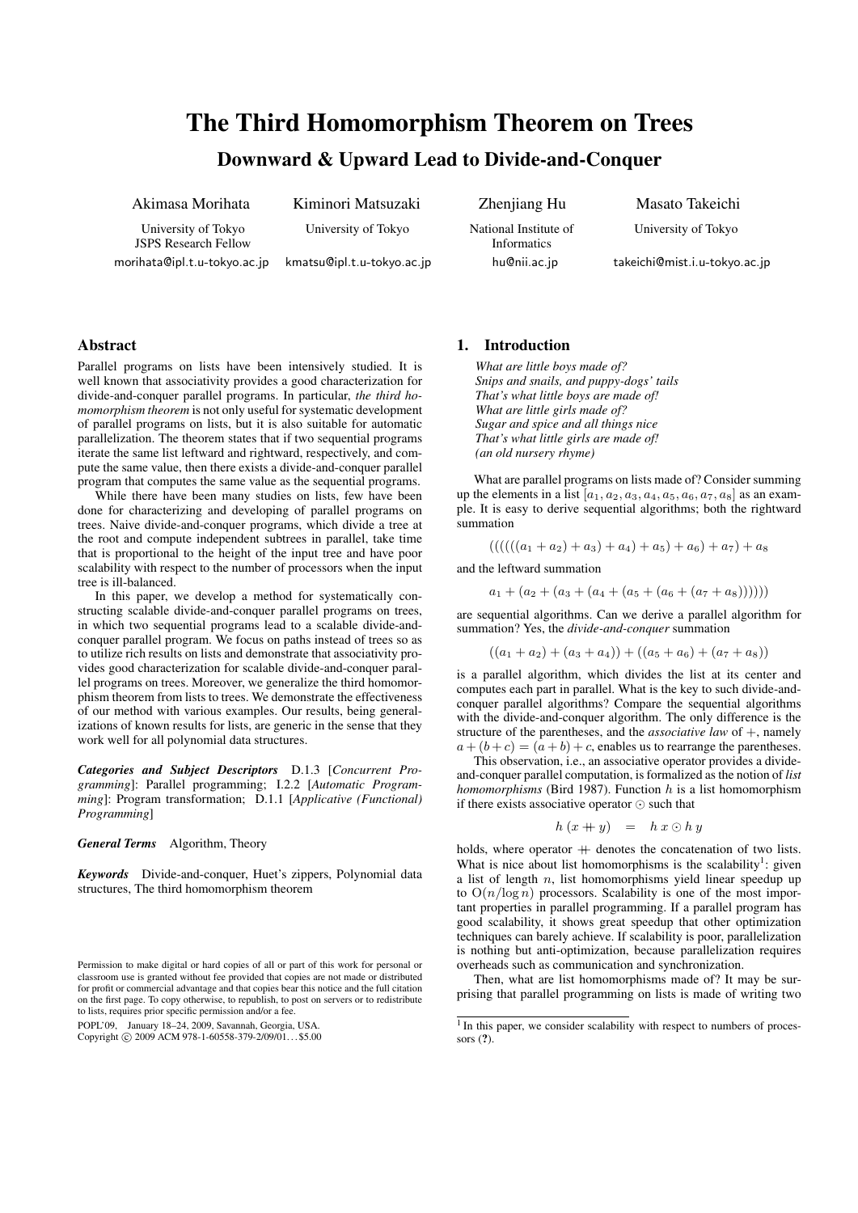# The Third Homomorphism Theorem on Trees

## Downward & Upward Lead to Divide-and-Conquer

Akimasa Morihata
University of Tokyo
JSPS Research Fellow
morihata@ipl.t.u-tokyo.ac.jp

Kiminori Matsuzaki
University of Tokyo
kmatsu@ipl.t.u-tokyo.ac.jp

Zhenjiang Hu
National Institute of Informatics
hu@nii.ac.jp

Masato Takeichi
University of Tokyo
takeichi@mist.i.u-tokyo.ac.jp

## Abstract

Parallel programs on lists have been intensively studied. It is well known that associativity provides a good characterization for divide-and-conquer parallel programs. In particular, *the third homomorphism theorem* is not only useful for systematic development of parallel programs on lists, but it is also suitable for automatic parallelization. The theorem states that if two sequential programs iterate the same list leftward and rightward, respectively, and compute the same value, then there exists a divide-and-conquer parallel program that computes the same value as the sequential programs.

While there have been many studies on lists, few have been done for characterizing and developing of parallel programs on trees. Naive divide-and-conquer programs, which divide a tree at the root and compute independent subtrees in parallel, take time that is proportional to the height of the input tree and have poor scalability with respect to the number of processors when the input tree is ill-balanced.

In this paper, we develop a method for systematically constructing scalable divide-and-conquer parallel programs on trees, in which two sequential programs lead to a scalable divide-and-conquer parallel program. We focus on paths instead of trees so as to utilize rich results on lists and demonstrate that associativity provides good characterization for scalable divide-and-conquer parallel programs on trees. Moreover, we generalize the third homomorphism theorem from lists to trees. We demonstrate the effectiveness of our method with various examples. Our results, being generalizations of known results for lists, are generic in the sense that they work well for all polynomial data structures.

***Categories and Subject Descriptors*** D.1.3 [*Concurrent Programming*]: Parallel programming; I.2.2 [*Automatic Programming*]: Program transformation; D.1.1 [*Applicative (Functional) Programming*]

***General Terms*** Algorithm, Theory

***Keywords*** Divide-and-conquer, Huet's zippers, Polynomial data structures, The third homomorphism theorem

Permission to make digital or hard copies of all or part of this work for personal or classroom use is granted without fee provided that copies are not made or distributed for profit or commercial advantage and that copies bear this notice and the full citation on the first page. To copy otherwise, to republish, to post on servers or to redistribute to lists, requires prior specific permission and/or a fee.

POPL'09, January 18–24, 2009, Savannah, Georgia, USA.
Copyright © 2009 ACM 978-1-60558-379-2/09/01...$5.00

## 1. Introduction

*What are little boys made of?*
*Snips and snails, and puppy-dogs' tails*
*That's what little boys are made of!*
*What are little girls made of?*
*Sugar and spice and all things nice*
*That's what little girls are made of!*
*(an old nursery rhyme)*

What are parallel programs on lists made of? Consider summing up the elements in a list $[a_1, a_2, a_3, a_4, a_5, a_6, a_7, a_8]$ as an example. It is easy to derive sequential algorithms; both the rightward summation

$$((((((a_1 + a_2) + a_3) + a_4) + a_5) + a_6) + a_7) + a_8$$

and the leftward summation

$$a_1 + (a_2 + (a_3 + (a_4 + (a_5 + (a_6 + (a_7 + a_8))))))$$

are sequential algorithms. Can we derive a parallel algorithm for summation? Yes, the *divide-and-conquer* summation

$$((a_1 + a_2) + (a_3 + a_4)) + ((a_5 + a_6) + (a_7 + a_8))$$

is a parallel algorithm, which divides the list at its center and computes each part in parallel. What is the key to such divide-and-conquer parallel algorithms? Compare the sequential algorithms with the divide-and-conquer algorithm. The only difference is the structure of the parentheses, and the *associative law* of $+$, namely $a + (b + c) = (a + b) + c$, enables us to rearrange the parentheses.

This observation, i.e., an associative operator provides a divide-and-conquer parallel computation, is formalized as the notion of *list homomorphisms* (Bird 1987). Function $h$ is a list homomorphism if there exists associative operator $\odot$ such that

$$h\ (x +\!\!\!+\ y) \quad = \quad h\ x \odot h\ y$$

holds, where operator $+\!\!\!+$ denotes the concatenation of two lists. What is nice about list homomorphisms is the scalability[1]: given a list of length $n$, list homomorphisms yield linear speedup up to $O(n/\log n)$ processors. Scalability is one of the most important properties in parallel programming. If a parallel program has good scalability, it shows great speedup that other optimization techniques can barely achieve. If scalability is poor, parallelization is nothing but anti-optimization, because parallelization requires overheads such as communication and synchronization.

Then, what are list homomorphisms made of? It may be surprising that parallel programming on lists is made of writing two

[1] In this paper, we consider scalability with respect to numbers of processors (?).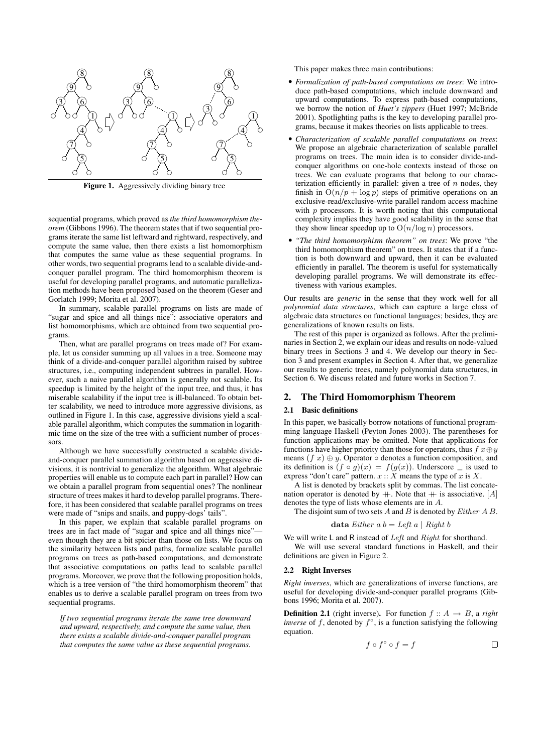Figure 1. Aggressively dividing binary tree

sequential programs, which proved as *the third homomorphism theorem* (Gibbons 1996). The theorem states that if two sequential programs iterate the same list leftward and rightward, respectively, and compute the same value, then there exists a list homomorphism that computes the same value as these sequential programs. In other words, two sequential programs lead to a scalable divide-and-conquer parallel program. The third homomorphism theorem is useful for developing parallel programs, and automatic parallelization methods have been proposed based on the theorem (Geser and Gorlatch 1999; Morita et al. 2007).

In summary, scalable parallel programs on lists are made of "sugar and spice and all things nice": associative operators and list homomorphisms, which are obtained from two sequential programs.

Then, what are parallel programs on trees made of? For example, let us consider summing up all values in a tree. Someone may think of a divide-and-conquer parallel algorithm raised by subtree structures, i.e., computing independent subtrees in parallel. However, such a naive parallel algorithm is generally not scalable. Its speedup is limited by the height of the input tree, and thus, it has miserable scalability if the input tree is ill-balanced. To obtain better scalability, we need to introduce more aggressive divisions, as outlined in Figure 1. In this case, aggressive divisions yield a scalable parallel algorithm, which computes the summation in logarithmic time on the size of the tree with a sufficient number of processors.

Although we have successfully constructed a scalable divide-and-conquer parallel summation algorithm based on aggressive divisions, it is nontrivial to generalize the algorithm. What algebraic properties will enable us to compute each part in parallel? How can we obtain a parallel program from sequential ones? The nonlinear structure of trees makes it hard to develop parallel programs. Therefore, it has been considered that scalable parallel programs on trees were made of "snips and snails, and puppy-dogs' tails".

In this paper, we explain that scalable parallel programs on trees are in fact made of "sugar and spice and all things nice"—even though they are a bit spicier than those on lists. We focus on the similarity between lists and paths, formalize scalable parallel programs on trees as path-based computations, and demonstrate that associative computations on paths lead to scalable parallel programs. Moreover, we prove that the following proposition holds, which is a tree version of "the third homomorphism theorem" that enables us to derive a scalable parallel program on trees from two sequential programs.

*If two sequential programs iterate the same tree downward and upward, respectively, and compute the same value, then there exists a scalable divide-and-conquer parallel program that computes the same value as these sequential programs.*

This paper makes three main contributions:

- *Formalization of path-based computations on trees*: We introduce path-based computations, which include downward and upward computations. To express path-based computations, we borrow the notion of *Huet's zippers* (Huet 1997; McBride 2001). Spotlighting paths is the key to developing parallel programs, because it makes theories on lists applicable to trees.
- *Characterization of scalable parallel computations on trees*: We propose an algebraic characterization of scalable parallel programs on trees. The main idea is to consider divide-and-conquer algorithms on one-hole contexts instead of those on trees. We can evaluate programs that belong to our characterization efficiently in parallel: given a tree of $n$ nodes, they finish in $O(n/p + \log p)$ steps of primitive operations on an exclusive-read/exclusive-write parallel random access machine with $p$ processors. It is worth noting that this computational complexity implies they have good scalability in the sense that they show linear speedup up to $O(n/\log n)$ processors.
- *"The third homomorphism theorem" on trees*: We prove "the third homomorphism theorem" on trees. It states that if a function is both downward and upward, then it can be evaluated efficiently in parallel. The theorem is useful for systematically developing parallel programs. We will demonstrate its effectiveness with various examples.

Our results are *generic* in the sense that they work well for all *polynomial data structures*, which can capture a large class of algebraic data structures on functional languages; besides, they are generalizations of known results on lists.

The rest of this paper is organized as follows. After the preliminaries in Section 2, we explain our ideas and results on node-valued binary trees in Sections 3 and 4. We develop our theory in Section 3 and present examples in Section 4. After that, we generalize our results to generic trees, namely polynomial data structures, in Section 6. We discuss related and future works in Section 7.

## 2. The Third Homomorphism Theorem

### 2.1 Basic definitions

In this paper, we basically borrow notations of functional programming language Haskell (Peyton Jones 2003). The parentheses for function applications may be omitted. Note that applications for functions have higher priority than those for operators, thus $f\ x \oplus y$ means $(f\ x) \oplus y$. Operator $\circ$ denotes a function composition, and its definition is $(f \circ g)(x) = f(g(x))$. Underscore \_ is used to express "don't care" pattern. $x :: X$ means the type of $x$ is $X$.

A list is denoted by brackets split by commas. The list concatenation operator is denoted by $+\!\!+$. Note that $+\!\!+$ is associative. $[A]$ denotes the type of lists whose elements are in $A$.

The disjoint sum of two sets $A$ and $B$ is denoted by $\mathit{Either}\ A\ B$.

$$\mathbf{data}\ \mathit{Either}\ a\ b = \mathit{Left}\ a \mid \mathit{Right}\ b$$

We will write L and R instead of *Left* and *Right* for shorthand.

We will use several standard functions in Haskell, and their definitions are given in Figure 2.

### 2.2 Right Inverses

*Right inverses*, which are generalizations of inverse functions, are useful for developing divide-and-conquer parallel programs (Gibbons 1996; Morita et al. 2007).

**Definition 2.1** (right inverse)**.** For function $f :: A \rightarrow B$, a *right inverse* of $f$, denoted by $f^\circ$, is a function satisfying the following equation.

$$f \circ f^\circ \circ f = f$$

□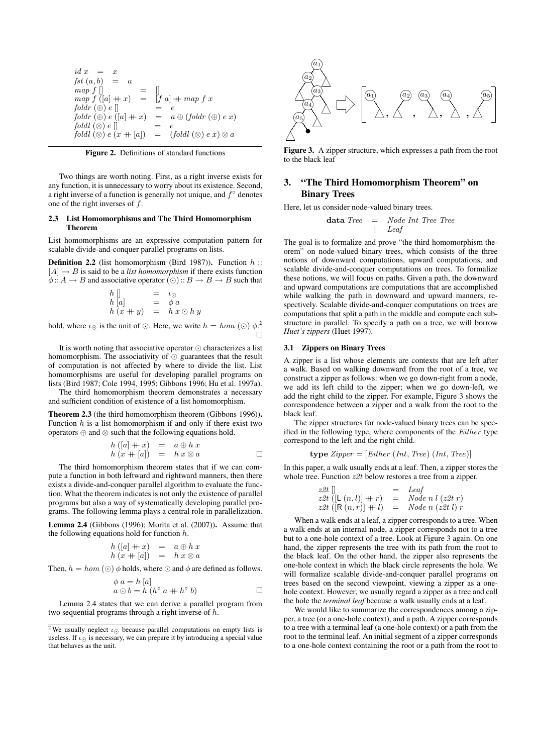$$
\begin{array}{lcl}
id\ x & = & x \\
fst\ (a, b) & = & a \\
map\ f\ [] & = & [] \\
map\ f\ ([a] +\!\!+ x) & = & [f\ a] +\!\!+ map\ f\ x \\
foldr\ (\oplus)\ e\ [] & = & e \\
foldr\ (\oplus)\ e\ ([a] +\!\!+ x) & = & a \oplus (foldr\ (\oplus)\ e\ x) \\
foldl\ (\otimes)\ e\ [] & = & e \\
foldl\ (\otimes)\ e\ (x +\!\!+ [a]) & = & (foldl\ (\otimes)\ e\ x) \otimes a
\end{array}
$$

**Figure 2.** Definitions of standard functions

Two things are worth noting. First, as a right inverse exists for any function, it is unnecessary to worry about its existence. Second, a right inverse of a function is generally not unique, and $f^\circ$ denotes one of the right inverses of $f$.

### 2.3 List Homomorphisms and The Third Homomorphism Theorem

List homomorphisms are an expressive computation pattern for scalable divide-and-conquer parallel programs on lists.

**Definition 2.2** (list homomorphism (Bird 1987))**.** Function $h :: [A] \to B$ is said to be a *list homomorphism* if there exists function $\phi :: A \to B$ and associative operator $(\odot) :: B \to B \to B$ such that

$$
\begin{array}{lcl}
h\ [] & = & \iota_\odot \\
h\ [a] & = & \phi\ a \\
h\ (x +\!\!+ y) & = & h\ x \odot h\ y
\end{array}
$$

hold, where $\iota_\odot$ is the unit of $\odot$. Here, we write $h = hom\ (\odot)\ \phi$.[2] □

It is worth noting that associative operator $\odot$ characterizes a list homomorphism. The associativity of $\odot$ guarantees that the result of computation is not affected by where to divide the list. List homomorphisms are useful for developing parallel programs on lists (Bird 1987; Cole 1994, 1995; Gibbons 1996; Hu et al. 1997a).

The third homomorphism theorem demonstrates a necessary and sufficient condition of existence of a list homomorphism.

**Theorem 2.3** (the third homomorphism theorem (Gibbons 1996))**.** Function $h$ is a list homomorphism if and only if there exist two operators $\oplus$ and $\otimes$ such that the following equations hold.

$$
\begin{array}{lcl}
h\ ([a] +\!\!+ x) & = & a \oplus h\ x \\
h\ (x +\!\!+ [a]) & = & h\ x \otimes a
\end{array}
$$
□

The third homomorphism theorem states that if we can compute a function in both leftward and rightward manners, then there exists a divide-and-conquer parallel algorithm to evaluate the function. What the theorem indicates is not only the existence of parallel programs but also a way of systematically developing parallel programs. The following lemma plays a central role in parallelization.

**Lemma 2.4** (Gibbons (1996); Morita et al. (2007))**.** Assume that the following equations hold for function $h$.

$$
\begin{array}{lcl}
h\ ([a] +\!\!+ x) & = & a \oplus h\ x \\
h\ (x +\!\!+ [a]) & = & h\ x \otimes a
\end{array}
$$

Then, $h = hom\ (\odot)\ \phi$ holds, where $\odot$ and $\phi$ are defined as follows.

$$
\begin{array}{l}
\phi\ a = h\ [a] \\
a \odot b = h\ (h^\circ\ a +\!\!+ h^\circ\ b)
\end{array}
$$
□

Lemma 2.4 states that we can derive a parallel program from two sequential programs through a right inverse of $h$.

[2] We usually neglect $\iota_\odot$ because parallel computations on empty lists is useless. If $\iota_\odot$ is necessary, we can prepare it by introducing a special value that behaves as the unit.

**Figure 3.** A zipper structure, which expresses a path from the root to the black leaf

## 3. "The Third Homomorphism Theorem" on Binary Trees

Here, let us consider node-valued binary trees.

$$
\begin{array}{lcl}
\mathbf{data}\ Tree & = & Node\ Int\ Tree\ Tree \\
& | & Leaf
\end{array}
$$

The goal is to formalize and prove "the third homomorphism theorem" on node-valued binary trees, which consists of the three notions of downward computations, upward computations, and scalable divide-and-conquer computations on trees. To formalize these notions, we will focus on paths. Given a path, the downward and upward computations are computations that are accomplished while walking the path in downward and upward manners, respectively. Scalable divide-and-conquer computations on trees are computations that split a path in the middle and compute each substructure in parallel. To specify a path on a tree, we will borrow *Huet's zippers* (Huet 1997).

### 3.1 Zippers on Binary Trees

A zipper is a list whose elements are contexts that are left after a walk. Based on walking downward from the root of a tree, we construct a zipper as follows: when we go down-right from a node, we add its left child to the zipper; when we go down-left, we add the right child to the zipper. For example, Figure 3 shows the correspondence between a zipper and a walk from the root to the black leaf.

The zipper structures for node-valued binary trees can be specified in the following type, where components of the $Either$ type correspond to the left and the right child.

$$
\mathbf{type}\ Zipper = [Either\ (Int, Tree)\ (Int, Tree)]
$$

In this paper, a walk usually ends at a leaf. Then, a zipper stores the whole tree. Function $z2t$ below restores a tree from a zipper.

$$
\begin{array}{lcl}
z2t\ [] & = & Leaf \\
z2t\ ([\mathsf{L}\ (n, l)] +\!\!+ r) & = & Node\ n\ l\ (z2t\ r) \\
z2t\ ([\mathsf{R}\ (n, r)] +\!\!+ l) & = & Node\ n\ (z2t\ l)\ r
\end{array}
$$

When a walk ends at a leaf, a zipper corresponds to a tree. When a walk ends at an internal node, a zipper corresponds not to a tree but to a one-hole context of a tree. Look at Figure 3 again. On one hand, the zipper represents the tree with its path from the root to the black leaf. On the other hand, the zipper also represents the one-hole context in which the black circle represents the hole. We will formalize scalable divide-and-conquer parallel programs on trees based on the second viewpoint, viewing a zipper as a one-hole context. However, we usually regard a zipper as a tree and call the hole the *terminal leaf* because a walk usually ends at a leaf.

We would like to summarize the correspondences among a zipper, a tree (or a one-hole context), and a path. A zipper corresponds to a tree with a terminal leaf (a one-hole context) or a path from the root to the terminal leaf. An initial segment of a zipper corresponds to a one-hole context containing the root or a path from the root to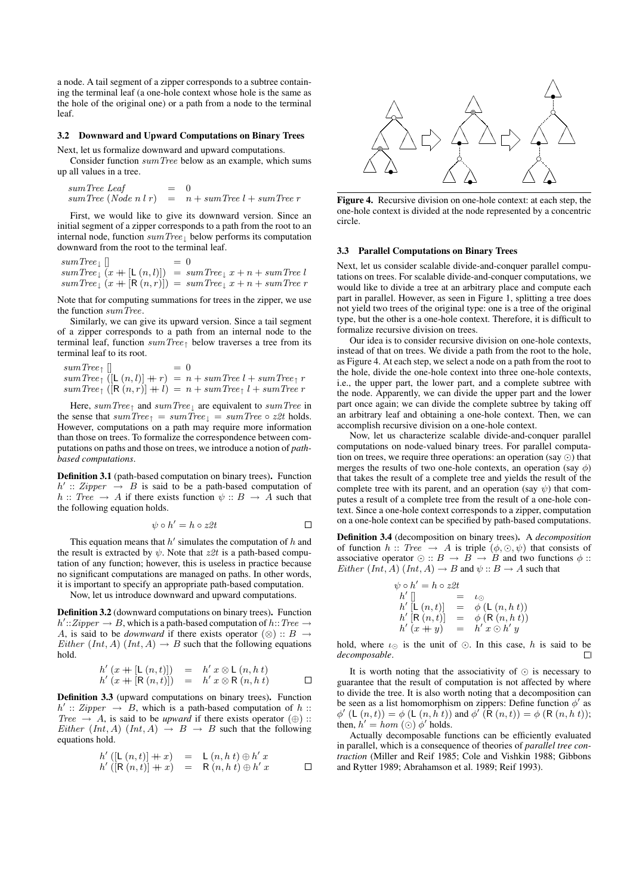a node. A tail segment of a zipper corresponds to a subtree containing the terminal leaf (a one-hole context whose hole is the same as the hole of the original one) or a path from a node to the terminal leaf.

### 3.2 Downward and Upward Computations on Binary Trees

Next, let us formalize downward and upward computations.

Consider function $sumTree$ below as an example, which sums up all values in a tree.

$$
\begin{array}{lcl}
sumTree\ Leaf & = & 0 \\
sumTree\ (Node\ n\ l\ r) & = & n + sumTree\ l + sumTree\ r
\end{array}
$$

First, we would like to give its downward version. Since an initial segment of a zipper corresponds to a path from the root to an internal node, function $sumTree_{\downarrow}$ below performs its computation downward from the root to the terminal leaf.

$$
\begin{array}{lcl}
sumTree_{\downarrow}\ [] & = & 0 \\
sumTree_{\downarrow}\ (x +\!\!+ [\mathsf{L}\ (n,l)]) & = & sumTree_{\downarrow}\ x + n + sumTree\ l \\
sumTree_{\downarrow}\ (x +\!\!+ [\mathsf{R}\ (n,r)]) & = & sumTree_{\downarrow}\ x + n + sumTree\ r
\end{array}
$$

Note that for computing summations for trees in the zipper, we use the function $sumTree$.

Similarly, we can give its upward version. Since a tail segment of a zipper corresponds to a path from an internal node to the terminal leaf, function $sumTree_{\uparrow}$ below traverses a tree from its terminal leaf to its root.

$$
\begin{array}{lcl}
sumTree_{\uparrow}\ [] & = & 0 \\
sumTree_{\uparrow}\ ([\mathsf{L}\ (n,l)] +\!\!+ r) & = & n + sumTree\ l + sumTree_{\uparrow}\ r \\
sumTree_{\uparrow}\ ([\mathsf{R}\ (n,r)] +\!\!+ l) & = & n + sumTree_{\uparrow}\ l + sumTree\ r
\end{array}
$$

Here, $sumTree_{\uparrow}$ and $sumTree_{\downarrow}$ are equivalent to $sumTree$ in the sense that $sumTree_{\uparrow} = sumTree_{\downarrow} = sumTree \circ z2t$ holds. However, computations on a path may require more information than those on trees. To formalize the correspondence between computations on paths and those on trees, we introduce a notion of *path-based computations*.

**Definition 3.1** (path-based computation on binary trees)**.** Function $h' :: Zipper \rightarrow B$ is said to be a path-based computation of $h :: Tree \rightarrow A$ if there exists function $\psi :: B \rightarrow A$ such that the following equation holds.

$$\psi \circ h' = h \circ z2t$$

This equation means that $h'$ simulates the computation of $h$ and the result is extracted by $\psi$. Note that $z2t$ is a path-based computation of any function; however, this is useless in practice because no significant computations are managed on paths. In other words, it is important to specify an appropriate path-based computation.

Now, let us introduce downward and upward computations.

**Definition 3.2** (downward computations on binary trees)**.** Function $h' :: Zipper \rightarrow B$, which is a path-based computation of $h :: Tree \rightarrow A$, is said to be *downward* if there exists operator $(\otimes) :: B \rightarrow Either\ (Int, A)\ (Int, A) \rightarrow B$ such that the following equations hold.

$$
\begin{array}{lcl}
h'\ (x +\!\!+ [\mathsf{L}\ (n,t)]) & = & h'\ x \otimes \mathsf{L}\ (n, h\ t) \\
h'\ (x +\!\!+ [\mathsf{R}\ (n,t)]) & = & h'\ x \otimes \mathsf{R}\ (n, h\ t)
\end{array}
$$

**Definition 3.3** (upward computations on binary trees)**.** Function $h' :: Zipper \rightarrow B$, which is a path-based computation of $h :: Tree \rightarrow A$, is said to be *upward* if there exists operator $(\oplus) :: Either\ (Int, A)\ (Int, A) \rightarrow B \rightarrow B$ such that the following equations hold.

$$
\begin{array}{lcl}
h'\ ([\mathsf{L}\ (n,t)] +\!\!+ x) & = & \mathsf{L}\ (n, h\ t) \oplus h'\ x \\
h'\ ([\mathsf{R}\ (n,t)] +\!\!+ x) & = & \mathsf{R}\ (n, h\ t) \oplus h'\ x
\end{array}
$$

Figure 4. Recursive division on one-hole context: at each step, the one-hole context is divided at the node represented by a concentric circle.

### 3.3 Parallel Computations on Binary Trees

Next, let us consider scalable divide-and-conquer parallel computations on trees. For scalable divide-and-conquer computations, we would like to divide a tree at an arbitrary place and compute each part in parallel. However, as seen in Figure 1, splitting a tree does not yield two trees of the original type: one is a tree of the original type, but the other is a one-hole context. Therefore, it is difficult to formalize recursive division on trees.

Our idea is to consider recursive division on one-hole contexts, instead of that on trees. We divide a path from the root to the hole, as Figure 4. At each step, we select a node on a path from the root to the hole, divide the one-hole context into three one-hole contexts, i.e., the upper part, the lower part, and a complete subtree with the node. Apparently, we can divide the upper part and the lower part once again; we can divide the complete subtree by taking off an arbitrary leaf and obtaining a one-hole context. Then, we can accomplish recursive division on a one-hole context.

Now, let us characterize scalable divide-and-conquer parallel computations on node-valued binary trees. For parallel computation on trees, we require three operations: an operation (say $\odot$) that merges the results of two one-hole contexts, an operation (say $\phi$) that takes the result of a complete tree and yields the result of the complete tree with its parent, and an operation (say $\psi$) that computes a result of a complete tree from the result of a one-hole context. Since a one-hole context corresponds to a zipper, computation on a one-hole context can be specified by path-based computations.

**Definition 3.4** (decomposition on binary trees)**.** A *decomposition* of function $h :: Tree \rightarrow A$ is triple $(\phi, \odot, \psi)$ that consists of associative operator $\odot :: B \rightarrow B \rightarrow B$ and two functions $\phi :: Either\ (Int, A)\ (Int, A) \rightarrow B$ and $\psi :: B \rightarrow A$ such that

$$
\begin{array}{lcl}
\psi \circ h' = h \circ z2t & & \\
h'\ [] & = & \iota_{\odot} \\
h'\ [\mathsf{L}\ (n,t)] & = & \phi\ (\mathsf{L}\ (n, h\ t)) \\
h'\ [\mathsf{R}\ (n,t)] & = & \phi\ (\mathsf{R}\ (n, h\ t)) \\
h'\ (x +\!\!+ y) & = & h'\ x \odot h'\ y
\end{array}
$$

hold, where $\iota_{\odot}$ is the unit of $\odot$. In this case, $h$ is said to be *decomposable*.

It is worth noting that the associativity of $\odot$ is necessary to guarantee that the result of computation is not affected by where to divide the tree. It is also worth noting that a decomposition can be seen as a list homomorphism on zippers: Define function $\phi'$ as $\phi'\ (\mathsf{L}\ (n,t)) = \phi\ (\mathsf{L}\ (n, h\ t))$ and $\phi'\ (\mathsf{R}\ (n,t)) = \phi\ (\mathsf{R}\ (n, h\ t))$; then, $h' = hom\ (\odot)\ \phi'$ holds.

Actually decomposable functions can be efficiently evaluated in parallel, which is a consequence of theories of *parallel tree contraction* (Miller and Reif 1985; Cole and Vishkin 1988; Gibbons and Rytter 1989; Abrahamson et al. 1989; Reif 1993).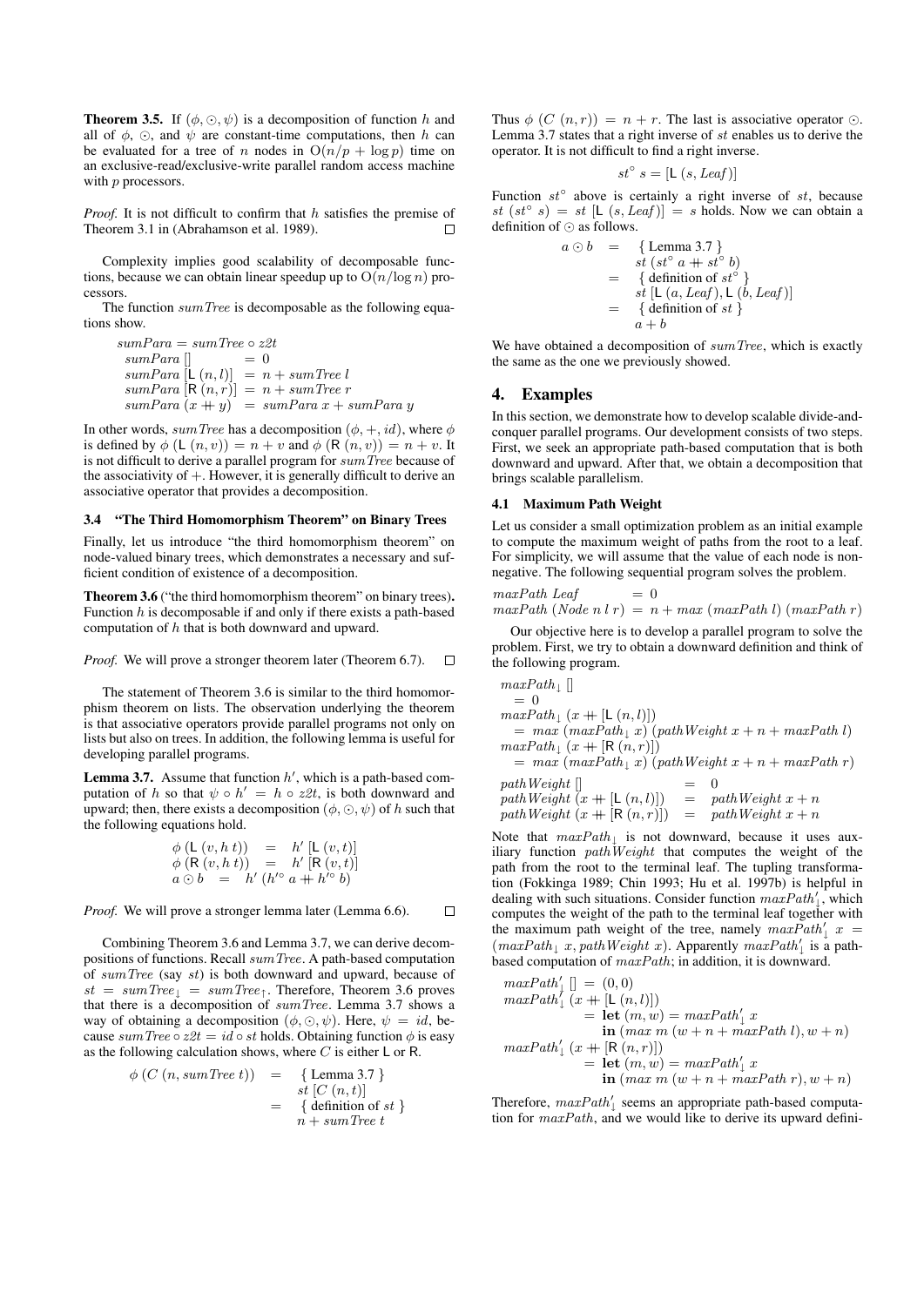**Theorem 3.5.** If $(\phi, \odot, \psi)$ is a decomposition of function $h$ and all of $\phi$, $\odot$, and $\psi$ are constant-time computations, then $h$ can be evaluated for a tree of $n$ nodes in $O(n/p + \log p)$ time on an exclusive-read/exclusive-write parallel random access machine with $p$ processors.

*Proof.* It is not difficult to confirm that $h$ satisfies the premise of Theorem 3.1 in (Abrahamson et al. 1989). $\square$

Complexity implies good scalability of decomposable functions, because we can obtain linear speedup up to $O(n/\log n)$ processors.

The function $sumTree$ is decomposable as the following equations show.

$$
\begin{array}{lcl}
\multicolumn{3}{l}{sumPara = sumTree \circ z2t} \\
sumPara\ [] & = & 0 \\
sumPara\ [\mathsf{L}\ (n,l)] & = & n + sumTree\ l \\
sumPara\ [\mathsf{R}\ (n,r)] & = & n + sumTree\ r \\
sumPara\ (x +\!\!+\ y) & = & sumPara\ x + sumPara\ y
\end{array}
$$

In other words, $sumTree$ has a decomposition $(\phi, +, id)$, where $\phi$ is defined by $\phi\ (\mathsf{L}\ (n,v)) = n + v$ and $\phi\ (\mathsf{R}\ (n,v)) = n + v$. It is not difficult to derive a parallel program for $sumTree$ because of the associativity of $+$. However, it is generally difficult to derive an associative operator that provides a decomposition.

### 3.4 "The Third Homomorphism Theorem" on Binary Trees

Finally, let us introduce "the third homomorphism theorem" on node-valued binary trees, which demonstrates a necessary and sufficient condition of existence of a decomposition.

**Theorem 3.6** ("the third homomorphism theorem" on binary trees)**.** Function $h$ is decomposable if and only if there exists a path-based computation of $h$ that is both downward and upward.

*Proof.* We will prove a stronger theorem later (Theorem 6.7). $\square$

The statement of Theorem 3.6 is similar to the third homomorphism theorem on lists. The observation underlying the theorem is that associative operators provide parallel programs not only on lists but also on trees. In addition, the following lemma is useful for developing parallel programs.

**Lemma 3.7.** Assume that function $h'$, which is a path-based computation of $h$ so that $\psi \circ h' = h \circ z2t$, is both downward and upward; then, there exists a decomposition $(\phi, \odot, \psi)$ of $h$ such that the following equations hold.

$$
\begin{array}{lcl}
\phi\ (\mathsf{L}\ (v, h\ t)) & = & h'\ [\mathsf{L}\ (v,t)] \\
\phi\ (\mathsf{R}\ (v, h\ t)) & = & h'\ [\mathsf{R}\ (v,t)] \\
a \odot b & = & h'\ (h'^{\circ}\ a +\!\!+\ h'^{\circ}\ b)
\end{array}
$$

*Proof.* We will prove a stronger lemma later (Lemma 6.6). $\square$

Combining Theorem 3.6 and Lemma 3.7, we can derive decompositions of functions. Recall $sumTree$. A path-based computation of $sumTree$ (say $st$) is both downward and upward, because of $st = sumTree_{\downarrow} = sumTree_{\uparrow}$. Therefore, Theorem 3.6 proves that there is a decomposition of $sumTree$. Lemma 3.7 shows a way of obtaining a decomposition $(\phi, \odot, \psi)$. Here, $\psi = id$, because $sumTree \circ z2t = id \circ st$ holds. Obtaining function $\phi$ is easy as the following calculation shows, where $C$ is either $\mathsf{L}$ or $\mathsf{R}$.

$$
\begin{array}{lcl}
\phi\ (C\ (n, sumTree\ t)) & = & \{\ \text{Lemma 3.7}\ \} \\
 & & st\ [C\ (n,t)] \\
 & = & \{\ \text{definition of } st\ \} \\
 & & n + sumTree\ t
\end{array}
$$

Thus $\phi\ (C\ (n,r)) = n + r$. The last is associative operator $\odot$. Lemma 3.7 states that a right inverse of $st$ enables us to derive the operator. It is not difficult to find a right inverse.

$$st^{\circ}\ s = [\mathsf{L}\ (s, Leaf)]$$

Function $st^{\circ}$ above is certainly a right inverse of $st$, because $st\ (st^{\circ}\ s) = st\ [\mathsf{L}\ (s, Leaf)] = s$ holds. Now we can obtain a definition of $\odot$ as follows.

$$
\begin{array}{lcl}
a \odot b & = & \{\ \text{Lemma 3.7}\ \} \\
 & & st\ (st^{\circ}\ a +\!\!+\ st^{\circ}\ b) \\
 & = & \{\ \text{definition of } st^{\circ}\ \} \\
 & & st\ [\mathsf{L}\ (a, Leaf), \mathsf{L}\ (b, Leaf)] \\
 & = & \{\ \text{definition of } st\ \} \\
 & & a + b
\end{array}
$$

We have obtained a decomposition of $sumTree$, which is exactly the same as the one we previously showed.

## 4. Examples

In this section, we demonstrate how to develop scalable divide-and-conquer parallel programs. Our development consists of two steps. First, we seek an appropriate path-based computation that is both downward and upward. After that, we obtain a decomposition that brings scalable parallelism.

### 4.1 Maximum Path Weight

Let us consider a small optimization problem as an initial example to compute the maximum weight of paths from the root to a leaf. For simplicity, we will assume that the value of each node is non-negative. The following sequential program solves the problem.

$$
\begin{array}{lcl}
maxPath\ Leaf & = & 0 \\
maxPath\ (Node\ n\ l\ r) & = & n + max\ (maxPath\ l)\ (maxPath\ r)
\end{array}
$$

Our objective here is to develop a parallel program to solve the problem. First, we try to obtain a downward definition and think of the following program.

$$
\begin{array}{l}
maxPath_{\downarrow}\ [] \\
\quad = 0 \\
maxPath_{\downarrow}\ (x +\!\!+\ [\mathsf{L}\ (n,l)]) \\
\quad = max\ (maxPath_{\downarrow}\ x)\ (pathWeight\ x + n + maxPath\ l) \\
maxPath_{\downarrow}\ (x +\!\!+\ [\mathsf{R}\ (n,r)]) \\
\quad = max\ (maxPath_{\downarrow}\ x)\ (pathWeight\ x + n + maxPath\ r)
\end{array}
$$

$$
\begin{array}{lcl}
pathWeight\ [] & = & 0 \\
pathWeight\ (x +\!\!+\ [\mathsf{L}\ (n,l)]) & = & pathWeight\ x + n \\
pathWeight\ (x +\!\!+\ [\mathsf{R}\ (n,r)]) & = & pathWeight\ x + n
\end{array}
$$

Note that $maxPath_{\downarrow}$ is not downward, because it uses auxiliary function $pathWeight$ that computes the weight of the path from the root to the terminal leaf. The tupling transformation (Fokkinga 1989; Chin 1993; Hu et al. 1997b) is helpful in dealing with such situations. Consider function $maxPath'_{\downarrow}$, which computes the weight of the path to the terminal leaf together with the maximum path weight of the tree, namely $maxPath'_{\downarrow}\ x = (maxPath_{\downarrow}\ x, pathWeight\ x)$. Apparently $maxPath'_{\downarrow}$ is a path-based computation of $maxPath$; in addition, it is downward.

$$
\begin{array}{l}
maxPath'_{\downarrow}\ [] = (0,0) \\
maxPath'_{\downarrow}\ (x +\!\!+\ [\mathsf{L}\ (n,l)]) \\
\qquad = \mathbf{let}\ (m,w) = maxPath'_{\downarrow}\ x \\
\qquad\quad\ \mathbf{in}\ (max\ m\ (w + n + maxPath\ l), w + n) \\
maxPath'_{\downarrow}\ (x +\!\!+\ [\mathsf{R}\ (n,r)]) \\
\qquad = \mathbf{let}\ (m,w) = maxPath'_{\downarrow}\ x \\
\qquad\quad\ \mathbf{in}\ (max\ m\ (w + n + maxPath\ r), w + n)
\end{array}
$$

Therefore, $maxPath'_{\downarrow}$ seems an appropriate path-based computation for $maxPath$, and we would like to derive its upward defini-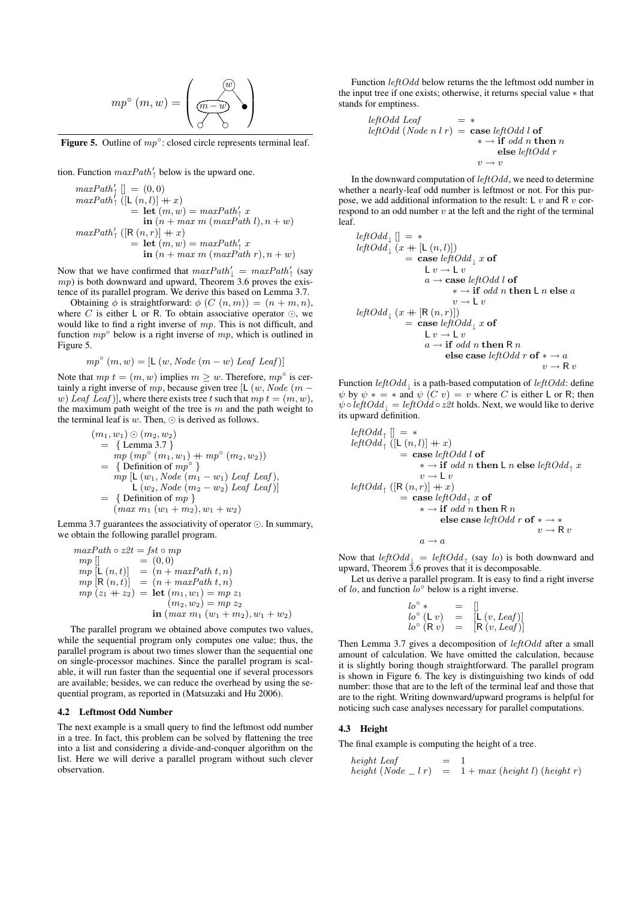$$mp^\circ\ (m, w) = \left( \text{tree with root } w \text{, left child } (m-w) \text{ with two leaves, right child terminal leaf } \bullet \right)$$

**Figure 5.** Outline of $mp^\circ$: closed circle represents terminal leaf.

tion. Function $maxPath'_\uparrow$ below is the upward one.

$$
\begin{array}{l}
maxPath'_\uparrow\ []\ =\ (0, 0) \\
maxPath'_\uparrow\ ([\mathsf{L}\ (n, l)] +\!\!+\ x) \\
\quad = \textbf{let}\ (m, w) = maxPath'_\uparrow\ x \\
\quad\quad \textbf{in}\ (n + max\ m\ (maxPath\ l), n + w) \\
maxPath'_\uparrow\ ([\mathsf{R}\ (n, r)] +\!\!+\ x) \\
\quad = \textbf{let}\ (m, w) = maxPath'_\uparrow\ x \\
\quad\quad \textbf{in}\ (n + max\ m\ (maxPath\ r), n + w)
\end{array}
$$

Now that we have confirmed that $maxPath'_\downarrow = maxPath'_\uparrow$ (say $mp$) is both downward and upward, Theorem 3.6 proves the existence of its parallel program. We derive this based on Lemma 3.7.

Obtaining $\phi$ is straightforward: $\phi\ (C\ (n, m)) = (n + m, n)$, where $C$ is either $\mathsf{L}$ or $\mathsf{R}$. To obtain associative operator $\odot$, we would like to find a right inverse of $mp$. This is not difficult, and function $mp^\circ$ below is a right inverse of $mp$, which is outlined in Figure 5.

$$mp^\circ\ (m, w) = [\mathsf{L}\ (w, Node\ (m - w)\ Leaf\ Leaf)]$$

Note that $mp\ t = (m, w)$ implies $m \geq w$. Therefore, $mp^\circ$ is certainly a right inverse of $mp$, because given tree $[\mathsf{L}\ (w, Node\ (m - w)\ Leaf\ Leaf)]$, where there exists tree $t$ such that $mp\ t = (m, w)$, the maximum path weight of the tree is $m$ and the path weight to the terminal leaf is $w$. Then, $\odot$ is derived as follows.

$$
\begin{array}{l}
(m_1, w_1) \odot (m_2, w_2) \\
\quad = \ \{\ \text{Lemma 3.7}\ \} \\
\quad\quad mp\ (mp^\circ\ (m_1, w_1) +\!\!+\ mp^\circ\ (m_2, w_2)) \\
\quad = \ \{\ \text{Definition of } mp^\circ\ \} \\
\quad\quad mp\ [\mathsf{L}\ (w_1, Node\ (m_1 - w_1)\ Leaf\ Leaf), \\
\quad\quad\quad \mathsf{L}\ (w_2, Node\ (m_2 - w_2)\ Leaf\ Leaf)] \\
\quad = \ \{\ \text{Definition of } mp\ \} \\
\quad\quad (max\ m_1\ (w_1 + m_2), w_1 + w_2)
\end{array}
$$

Lemma 3.7 guarantees the associativity of operator $\odot$. In summary, we obtain the following parallel program.

$$
\begin{array}{l}
maxPath \circ z2t = fst \circ mp \\
mp\ []\ = (0, 0) \\
mp\ [\mathsf{L}\ (n, t)]\ = (n + maxPath\ t, n) \\
mp\ [\mathsf{R}\ (n, t)]\ = (n + maxPath\ t, n) \\
mp\ (z_1 +\!\!+\ z_2) = \textbf{let}\ (m_1, w_1) = mp\ z_1 \\
\quad\quad\quad\quad\quad\quad\quad (m_2, w_2) = mp\ z_2 \\
\quad\quad\quad\quad\quad\quad \textbf{in}\ (max\ m_1\ (w_1 + m_2), w_1 + w_2)
\end{array}
$$

The parallel program we obtained above computes two values, while the sequential program only computes one value; thus, the parallel program is about two times slower than the sequential one on single-processor machines. Since the parallel program is scalable, it will run faster than the sequential one if several processors are available; besides, we can reduce the overhead by using the sequential program, as reported in (Matsuzaki and Hu 2006).

### 4.2 Leftmost Odd Number

The next example is a small query to find the leftmost odd number in a tree. In fact, this problem can be solved by flattening the tree into a list and considering a divide-and-conquer algorithm on the list. Here we will derive a parallel program without such clever observation.

Function $leftOdd$ below returns the the leftmost odd number in the input tree if one exists; otherwise, it returns special value $*$ that stands for emptiness.

$$
\begin{array}{l}
leftOdd\ Leaf\ = * \\
leftOdd\ (Node\ n\ l\ r) = \textbf{case}\ leftOdd\ l\ \textbf{of} \\
\quad\quad * \rightarrow \textbf{if}\ odd\ n\ \textbf{then}\ n \\
\quad\quad\quad\quad \textbf{else}\ leftOdd\ r \\
\quad\quad v \rightarrow v
\end{array}
$$

In the downward computation of $leftOdd$, we need to determine whether a nearly-leaf odd number is leftmost or not. For this purpose, we add additional information to the result: $\mathsf{L}\ v$ and $\mathsf{R}\ v$ correspond to an odd number $v$ at the left and the right of the terminal leaf.

$$
\begin{array}{l}
leftOdd_\downarrow\ []\ = * \\
leftOdd_\downarrow\ (x +\!\!+\ [\mathsf{L}\ (n, l)]) \\
\quad = \textbf{case}\ leftOdd_\downarrow\ x\ \textbf{of} \\
\quad\quad \mathsf{L}\ v \rightarrow \mathsf{L}\ v \\
\quad\quad a \rightarrow \textbf{case}\ leftOdd\ l\ \textbf{of} \\
\quad\quad\quad * \rightarrow \textbf{if}\ odd\ n\ \textbf{then}\ \mathsf{L}\ n\ \textbf{else}\ a \\
\quad\quad\quad v \rightarrow \mathsf{L}\ v \\
leftOdd_\downarrow\ (x +\!\!+\ [\mathsf{R}\ (n, r)]) \\
\quad = \textbf{case}\ leftOdd_\downarrow\ x\ \textbf{of} \\
\quad\quad \mathsf{L}\ v \rightarrow \mathsf{L}\ v \\
\quad\quad a \rightarrow \textbf{if}\ odd\ n\ \textbf{then}\ \mathsf{R}\ n \\
\quad\quad\quad \textbf{else case}\ leftOdd\ r\ \textbf{of}\ * \rightarrow a \\
\quad\quad\quad\quad\quad\quad\quad\quad\quad\quad v \rightarrow \mathsf{R}\ v
\end{array}
$$

Function $leftOdd_\downarrow$ is a path-based computation of $leftOdd$: define $\psi$ by $\psi * = *$ and $\psi\ (C\ v) = v$ where $C$ is either $\mathsf{L}$ or $\mathsf{R}$; then $\psi \circ leftOdd_\downarrow = leftOdd \circ z2t$ holds. Next, we would like to derive its upward definition.

$$
\begin{array}{l}
leftOdd_\uparrow\ []\ = * \\
leftOdd_\uparrow\ ([\mathsf{L}\ (n, l)] +\!\!+\ x) \\
\quad = \textbf{case}\ leftOdd\ l\ \textbf{of} \\
\quad\quad * \rightarrow \textbf{if}\ odd\ n\ \textbf{then}\ \mathsf{L}\ n\ \textbf{else}\ leftOdd_\uparrow\ x \\
\quad\quad v \rightarrow \mathsf{L}\ v \\
leftOdd_\uparrow\ ([\mathsf{R}\ (n, r)] +\!\!+\ x) \\
\quad = \textbf{case}\ leftOdd_\uparrow\ x\ \textbf{of} \\
\quad\quad * \rightarrow \textbf{if}\ odd\ n\ \textbf{then}\ \mathsf{R}\ n \\
\quad\quad\quad \textbf{else case}\ leftOdd\ r\ \textbf{of}\ * \rightarrow * \\
\quad\quad\quad\quad\quad\quad\quad\quad\quad\quad v \rightarrow \mathsf{R}\ v \\
\quad\quad a \rightarrow a
\end{array}
$$

Now that $leftOdd_\downarrow = leftOdd_\uparrow$ (say $lo$) is both downward and upward, Theorem 3.6 proves that it is decomposable.

Let us derive a parallel program. It is easy to find a right inverse of $lo$, and function $lo^\circ$ below is a right inverse.

$$
\begin{array}{lcl}
lo^\circ\ * & = & [] \\
lo^\circ\ (\mathsf{L}\ v) & = & [\mathsf{L}\ (v, Leaf)] \\
lo^\circ\ (\mathsf{R}\ v) & = & [\mathsf{R}\ (v, Leaf)]
\end{array}
$$

Then Lemma 3.7 gives a decomposition of $leftOdd$ after a small amount of calculation. We have omitted the calculation, because it is slightly boring though straightforward. The parallel program is shown in Figure 6. The key is distinguishing two kinds of odd number: those that are to the left of the terminal leaf and those that are to the right. Writing downward/upward programs is helpful for noticing such case analyses necessary for parallel computations.

### 4.3 Height

The final example is computing the height of a tree.

$$
\begin{array}{lcl}
height\ Leaf & = & 1 \\
height\ (Node\ \_\ l\ r) & = & 1 + max\ (height\ l)\ (height\ r)
\end{array}
$$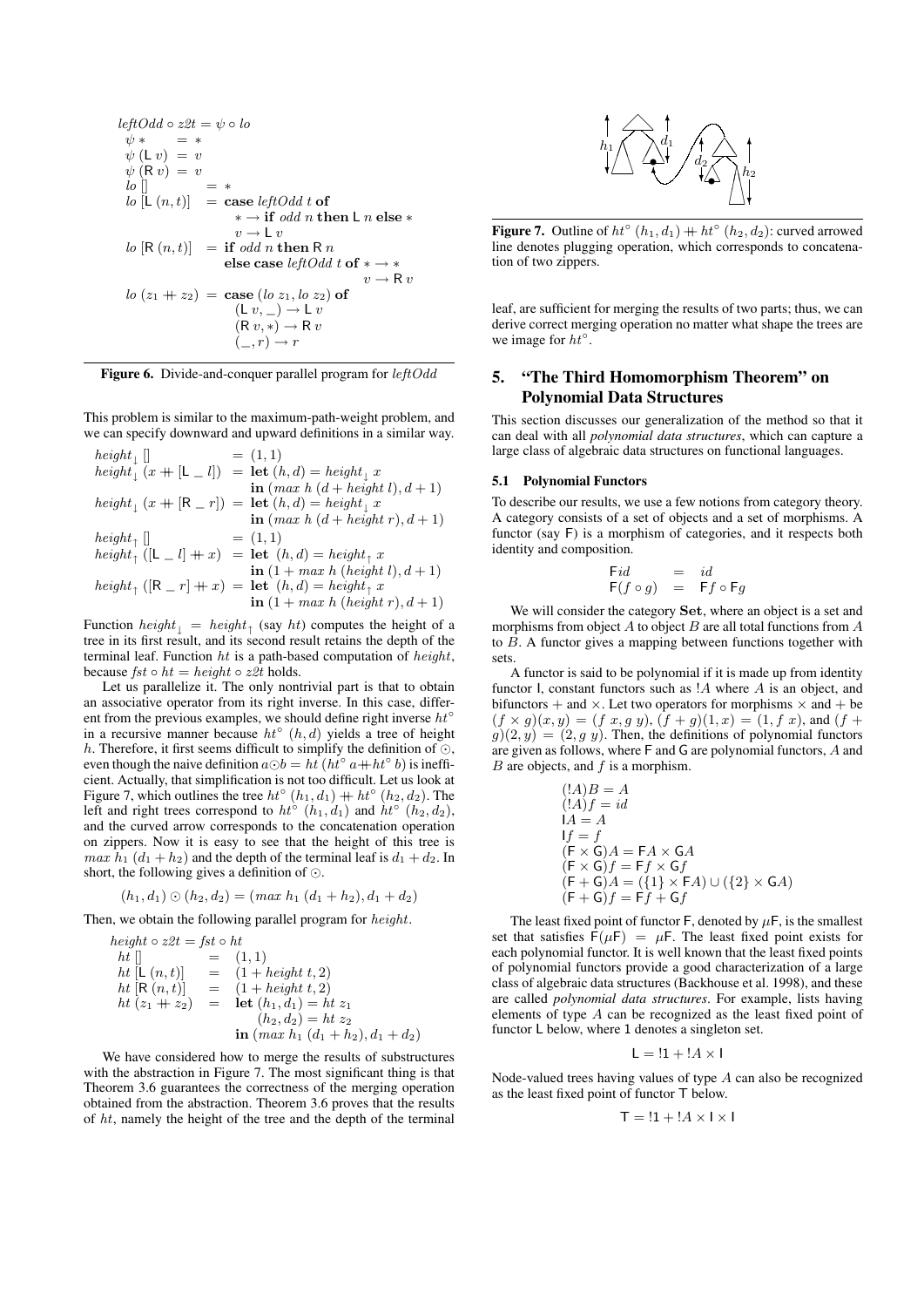$$
\begin{array}{l}
\mathit{leftOdd} \circ \mathit{z2t} = \psi \circ \mathit{lo} \\
\quad \psi \ * \qquad = * \\
\quad \psi \ (\mathsf{L}\ v) \ = v \\
\quad \psi \ (\mathsf{R}\ v) \ = v \\
\quad \mathit{lo}\ [\,] \qquad\qquad = * \\
\quad \mathit{lo}\ [\mathsf{L}\ (n,t)] \ \ = \mathbf{case}\ \mathit{leftOdd}\ t\ \mathbf{of} \\
\qquad\qquad\qquad\qquad * \rightarrow \mathbf{if}\ \mathit{odd}\ n\ \mathbf{then}\ \mathsf{L}\ n\ \mathbf{else}\ * \\
\qquad\qquad\qquad\qquad v \rightarrow \mathsf{L}\ v \\
\quad \mathit{lo}\ [\mathsf{R}\ (n,t)] \ \ = \mathbf{if}\ \mathit{odd}\ n\ \mathbf{then}\ \mathsf{R}\ n \\
\qquad\qquad\qquad\qquad \mathbf{else\ case}\ \mathit{leftOdd}\ t\ \mathbf{of}\ * \rightarrow * \\
\qquad\qquad\qquad\qquad\qquad\qquad\qquad\qquad\qquad v \rightarrow \mathsf{R}\ v \\
\quad \mathit{lo}\ (z_1 +\!\!+\ z_2) \ = \mathbf{case}\ (\mathit{lo}\ z_1, \mathit{lo}\ z_2)\ \mathbf{of} \\
\qquad\qquad\qquad\qquad (\mathsf{L}\ v, \_) \rightarrow \mathsf{L}\ v \\
\qquad\qquad\qquad\qquad (\mathsf{R}\ v, *) \rightarrow \mathsf{R}\ v \\
\qquad\qquad\qquad\qquad (\_, r) \rightarrow r
\end{array}
$$

**Figure 6.** Divide-and-conquer parallel program for *leftOdd*

This problem is similar to the maximum-path-weight problem, and we can specify downward and upward definitions in a similar way.

$$
\begin{array}{lcl}
\mathit{height}_\downarrow\ [\,] & = & (1,1) \\
\mathit{height}_\downarrow\ (x +\!\!+ [\mathsf{L}\ \_\ l]) & = & \mathbf{let}\ (h,d) = \mathit{height}_\downarrow\ x \\
 & & \mathbf{in}\ (\mathit{max}\ h\ (d + \mathit{height}\ l), d+1) \\
\mathit{height}_\downarrow\ (x +\!\!+ [\mathsf{R}\ \_\ r]) & = & \mathbf{let}\ (h,d) = \mathit{height}_\downarrow\ x \\
 & & \mathbf{in}\ (\mathit{max}\ h\ (d + \mathit{height}\ r), d+1) \\
\mathit{height}_\uparrow\ [\,] & = & (1,1) \\
\mathit{height}_\uparrow\ ([\mathsf{L}\ \_\ l] +\!\!+ x) & = & \mathbf{let}\ (h,d) = \mathit{height}_\uparrow\ x \\
 & & \mathbf{in}\ (1 + \mathit{max}\ h\ (\mathit{height}\ l), d+1) \\
\mathit{height}_\uparrow\ ([\mathsf{R}\ \_\ r] +\!\!+ x) & = & \mathbf{let}\ (h,d) = \mathit{height}_\uparrow\ x \\
 & & \mathbf{in}\ (1 + \mathit{max}\ h\ (\mathit{height}\ r), d+1)
\end{array}
$$

Function $\mathit{height}_\downarrow = \mathit{height}_\uparrow$ (say $\mathit{ht}$) computes the height of a tree in its first result, and its second result retains the depth of the terminal leaf. Function $\mathit{ht}$ is a path-based computation of $\mathit{height}$, because $\mathit{fst} \circ \mathit{ht} = \mathit{height} \circ \mathit{z2t}$ holds.

Let us parallelize it. The only nontrivial part is that to obtain an associative operator from its right inverse. In this case, different from the previous examples, we should define right inverse $\mathit{ht}^\circ$ in a recursive manner because $\mathit{ht}^\circ\ (h,d)$ yields a tree of height $h$. Therefore, it first seems difficult to simplify the definition of $\odot$, even though the naive definition $a \odot b = \mathit{ht}\ (\mathit{ht}^\circ\ a +\!\!+ \mathit{ht}^\circ\ b)$ is inefficient. Actually, that simplification is not too difficult. Let us look at Figure 7, which outlines the tree $\mathit{ht}^\circ\ (h_1,d_1) +\!\!+ \mathit{ht}^\circ\ (h_2,d_2)$. The left and right trees correspond to $\mathit{ht}^\circ\ (h_1,d_1)$ and $\mathit{ht}^\circ\ (h_2,d_2)$, and the curved arrow corresponds to the concatenation operation on zippers. Now it is easy to see that the height of this tree is $\mathit{max}\ h_1\ (d_1 + h_2)$ and the depth of the terminal leaf is $d_1 + d_2$. In short, the following gives a definition of $\odot$.

$$(h_1,d_1) \odot (h_2,d_2) = (\mathit{max}\ h_1\ (d_1+h_2), d_1+d_2)$$

Then, we obtain the following parallel program for $\mathit{height}$.

$$
\begin{array}{lcl}
\mathit{height} \circ \mathit{z2t} = \mathit{fst} \circ \mathit{ht} & & \\
\quad \mathit{ht}\ [\,] & = & (1,1) \\
\quad \mathit{ht}\ [\mathsf{L}\ (n,t)] & = & (1 + \mathit{height}\ t, 2) \\
\quad \mathit{ht}\ [\mathsf{R}\ (n,t)] & = & (1 + \mathit{height}\ t, 2) \\
\quad \mathit{ht}\ (z_1 +\!\!+ z_2) & = & \mathbf{let}\ (h_1,d_1) = \mathit{ht}\ z_1 \\
 & & \quad\ (h_2,d_2) = \mathit{ht}\ z_2 \\
 & & \mathbf{in}\ (\mathit{max}\ h_1\ (d_1+h_2), d_1+d_2)
\end{array}
$$

We have considered how to merge the results of substructures with the abstraction in Figure 7. The most significant thing is that Theorem 3.6 guarantees the correctness of the merging operation obtained from the abstraction. Theorem 3.6 proves that the results of $\mathit{ht}$, namely the height of the tree and the depth of the terminal leaf, are sufficient for merging the results of two parts; thus, we can derive correct merging operation no matter what shape the trees are we image for $\mathit{ht}^\circ$.

**Figure 7.** Outline of $\mathit{ht}^\circ\ (h_1,d_1) +\!\!+ \mathit{ht}^\circ\ (h_2,d_2)$: curved arrowed line denotes plugging operation, which corresponds to concatenation of two zippers.

## 5. "The Third Homomorphism Theorem" on Polynomial Data Structures

This section discusses our generalization of the method so that it can deal with all *polynomial data structures*, which can capture a large class of algebraic data structures on functional languages.

### 5.1 Polynomial Functors

To describe our results, we use a few notions from category theory. A category consists of a set of objects and a set of morphisms. A functor (say $\mathsf{F}$) is a morphism of categories, and it respects both identity and composition.

$$
\begin{array}{lcl}
\mathsf{F}\mathit{id} & = & \mathit{id} \\
\mathsf{F}(f \circ g) & = & \mathsf{F}f \circ \mathsf{F}g
\end{array}
$$

We will consider the category $\mathbf{Set}$, where an object is a set and morphisms from object $A$ to object $B$ are all total functions from $A$ to $B$. A functor gives a mapping between functions together with sets.

A functor is said to be polynomial if it is made up from identity functor $\mathsf{I}$, constant functors such as $!A$ where $A$ is an object, and bifunctors $+$ and $\times$. Let two operators for morphisms $\times$ and $+$ be $(f \times g)(x,y) = (f\ x, g\ y)$, $(f+g)(1,x) = (1, f\ x)$, and $(f+g)(2,y) = (2, g\ y)$. Then, the definitions of polynomial functors are given as follows, where $\mathsf{F}$ and $\mathsf{G}$ are polynomial functors, $A$ and $B$ are objects, and $f$ is a morphism.

$$
\begin{array}{l}
(!A)B = A \\
(!A)f = \mathit{id} \\
\mathsf{I}A = A \\
\mathsf{I}f = f \\
(\mathsf{F} \times \mathsf{G})A = \mathsf{F}A \times \mathsf{G}A \\
(\mathsf{F} \times \mathsf{G})f = \mathsf{F}f \times \mathsf{G}f \\
(\mathsf{F} + \mathsf{G})A = (\{1\} \times \mathsf{F}A) \cup (\{2\} \times \mathsf{G}A) \\
(\mathsf{F} + \mathsf{G})f = \mathsf{F}f + \mathsf{G}f
\end{array}
$$

The least fixed point of functor $\mathsf{F}$, denoted by $\mu\mathsf{F}$, is the smallest set that satisfies $\mathsf{F}(\mu\mathsf{F}) = \mu\mathsf{F}$. The least fixed point exists for each polynomial functor. It is well known that the least fixed points of polynomial functors provide a good characterization of a large class of algebraic data structures (Backhouse et al. 1998), and these are called *polynomial data structures*. For example, lists having elements of type $A$ can be recognized as the least fixed point of functor $\mathsf{L}$ below, where $1$ denotes a singleton set.

$$\mathsf{L} = !1 + !A \times \mathsf{I}$$

Node-valued trees having values of type $A$ can also be recognized as the least fixed point of functor $\mathsf{T}$ below.

$$\mathsf{T} = !1 + !A \times \mathsf{I} \times \mathsf{I}$$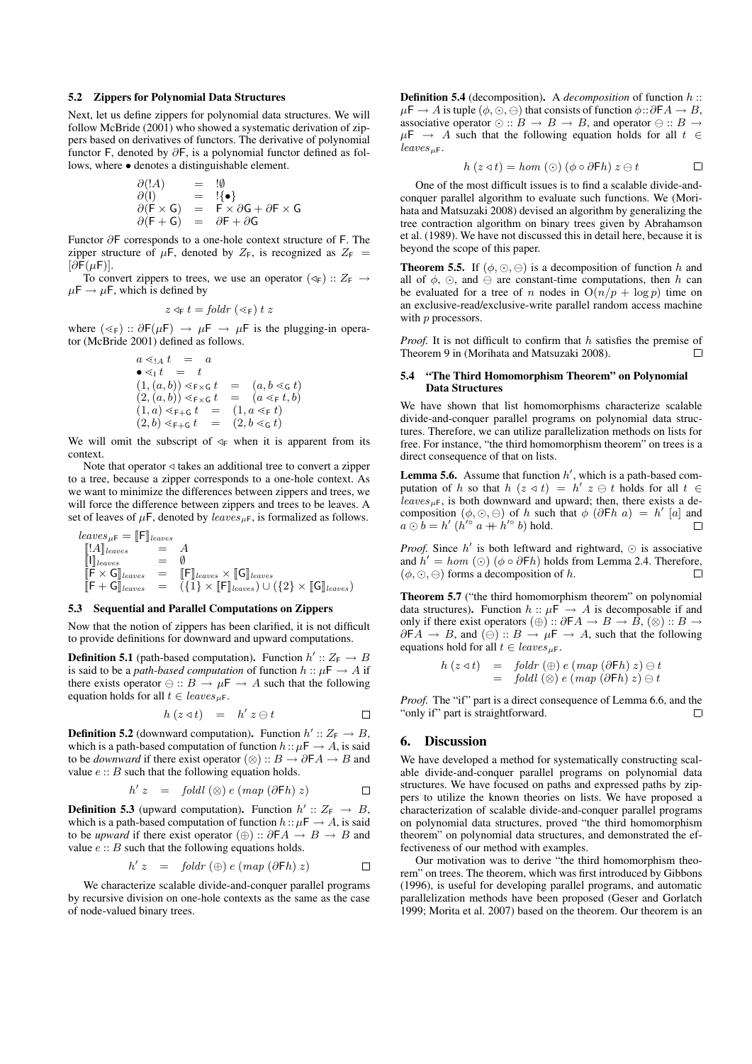### 5.2 Zippers for Polynomial Data Structures

Next, let us define zippers for polynomial data structures. We will follow McBride (2001) who showed a systematic derivation of zippers based on derivatives of functors. The derivative of polynomial functor $\mathsf{F}$, denoted by $\partial\mathsf{F}$, is a polynomial functor defined as follows, where $\bullet$ denotes a distinguishable element.

$$
\begin{array}{lcl}
\partial(!A) & = & !\emptyset \\
\partial(\mathsf{I}) & = & !\{\bullet\} \\
\partial(\mathsf{F} \times \mathsf{G}) & = & \mathsf{F} \times \partial\mathsf{G} + \partial\mathsf{F} \times \mathsf{G} \\
\partial(\mathsf{F} + \mathsf{G}) & = & \partial\mathsf{F} + \partial\mathsf{G}
\end{array}
$$

Functor $\partial\mathsf{F}$ corresponds to a one-hole context structure of $\mathsf{F}$. The zipper structure of $\mu\mathsf{F}$, denoted by $Z_\mathsf{F}$, is recognized as $Z_\mathsf{F} = [\partial\mathsf{F}(\mu\mathsf{F})]$.

To convert zippers to trees, we use an operator $(\lhd_\mathsf{F}) :: Z_\mathsf{F} \to \mu\mathsf{F} \to \mu\mathsf{F}$, which is defined by

$$z \lhd_\mathsf{F} t = \mathit{foldr}\ (\lessdot_\mathsf{F})\ t\ z$$

where $(\lessdot_\mathsf{F}) :: \partial\mathsf{F}(\mu\mathsf{F}) \to \mu\mathsf{F} \to \mu\mathsf{F}$ is the plugging-in operator (McBride 2001) defined as follows.

$$
\begin{array}{lcl}
a \lessdot_{!A} t & = & a \\
\bullet \lessdot_{\mathsf{I}} t & = & t \\
(1,(a,b)) \lessdot_{\mathsf{F}\times\mathsf{G}} t & = & (a, b \lessdot_\mathsf{G} t) \\
(2,(a,b)) \lessdot_{\mathsf{F}\times\mathsf{G}} t & = & (a \lessdot_\mathsf{F} t, b) \\
(1,a) \lessdot_{\mathsf{F}+\mathsf{G}} t & = & (1, a \lessdot_\mathsf{F} t) \\
(2,b) \lessdot_{\mathsf{F}+\mathsf{G}} t & = & (2, b \lessdot_\mathsf{G} t)
\end{array}
$$

We will omit the subscript of $\lhd_\mathsf{F}$ when it is apparent from its context.

Note that operator $\lhd$ takes an additional tree to convert a zipper to a tree, because a zipper corresponds to a one-hole context. As we want to minimize the differences between zippers and trees, we will force the difference between zippers and trees to be leaves. A set of leaves of $\mu\mathsf{F}$, denoted by $\mathit{leaves}_{\mu\mathsf{F}}$, is formalized as follows.

$$
\begin{array}{lcl}
\mathit{leaves}_{\mu\mathsf{F}} = [\![\mathsf{F}]\!]_{\mathit{leaves}} & & \\
\ [\![!A]\!]_{\mathit{leaves}} & = & A \\
\ [\![\mathsf{I}]\!]_{\mathit{leaves}} & = & \emptyset \\
\ [\![\mathsf{F}\times\mathsf{G}]\!]_{\mathit{leaves}} & = & [\![\mathsf{F}]\!]_{\mathit{leaves}} \times [\![\mathsf{G}]\!]_{\mathit{leaves}} \\
\ [\![\mathsf{F}+\mathsf{G}]\!]_{\mathit{leaves}} & = & (\{1\} \times [\![\mathsf{F}]\!]_{\mathit{leaves}}) \cup (\{2\} \times [\![\mathsf{G}]\!]_{\mathit{leaves}})
\end{array}
$$

### 5.3 Sequential and Parallel Computations on Zippers

Now that the notion of zippers has been clarified, it is not difficult to provide definitions for downward and upward computations.

**Definition 5.1** (path-based computation)**.** Function $h' :: Z_\mathsf{F} \to B$ is said to be a *path-based computation* of function $h :: \mu\mathsf{F} \to A$ if there exists operator $\ominus :: B \to \mu\mathsf{F} \to A$ such that the following equation holds for all $t \in \mathit{leaves}_{\mu\mathsf{F}}$.

$$h\ (z \lhd t) \quad = \quad h'\ z \ominus t \qquad \square$$

**Definition 5.2** (downward computation)**.** Function $h' :: Z_\mathsf{F} \to B$, which is a path-based computation of function $h :: \mu\mathsf{F} \to A$, is said to be *downward* if there exist operator $(\otimes) :: B \to \partial\mathsf{F}A \to B$ and value $e :: B$ such that the following equation holds.

$$h'\ z \quad = \quad \mathit{foldl}\ (\otimes)\ e\ (\mathit{map}\ (\partial\mathsf{F}h)\ z) \qquad \square$$

**Definition 5.3** (upward computation)**.** Function $h' :: Z_\mathsf{F} \to B$, which is a path-based computation of function $h :: \mu\mathsf{F} \to A$, is said to be *upward* if there exist operator $(\oplus) :: \partial\mathsf{F}A \to B \to B$ and value $e :: B$ such that the following equations hold.

$$h'\ z \quad = \quad \mathit{foldr}\ (\oplus)\ e\ (\mathit{map}\ (\partial\mathsf{F}h)\ z) \qquad \square$$

We characterize scalable divide-and-conquer parallel programs by recursive division on one-hole contexts as the same as the case of node-valued binary trees.

**Definition 5.4** (decomposition)**.** A *decomposition* of function $h :: \mu\mathsf{F} \to A$ is tuple $(\phi, \odot, \ominus)$ that consists of function $\phi :: \partial\mathsf{F}A \to B$, associative operator $\odot :: B \to B \to B$, and operator $\ominus :: B \to \mu\mathsf{F} \to A$ such that the following equation holds for all $t \in \mathit{leaves}_{\mu\mathsf{F}}$.

$$h\ (z \lhd t) = \mathit{hom}\ (\odot)\ (\phi \circ \partial\mathsf{F}h)\ z \ominus t \qquad \square$$

One of the most difficult issues is to find a scalable divide-and-conquer parallel algorithm to evaluate such functions. We (Morihata and Matsuzaki 2008) devised an algorithm by generalizing the tree contraction algorithm on binary trees given by Abrahamson et al. (1989). We have not discussed this in detail here, because it is beyond the scope of this paper.

**Theorem 5.5.** If $(\phi, \odot, \ominus)$ is a decomposition of function $h$ and all of $\phi$, $\odot$, and $\ominus$ are constant-time computations, then $h$ can be evaluated for a tree of $n$ nodes in $\mathrm{O}(n/p + \log p)$ time on an exclusive-read/exclusive-write parallel random access machine with $p$ processors.

*Proof.* It is not difficult to confirm that $h$ satisfies the premise of Theorem 9 in (Morihata and Matsuzaki 2008). $\square$

### 5.4 "The Third Homomorphism Theorem" on Polynomial Data Structures

We have shown that list homomorphisms characterize scalable divide-and-conquer parallel programs on polynomial data structures. Therefore, we can utilize parallelization methods on lists for free. For instance, "the third homomorphism theorem" on trees is a direct consequence of that on lists.

**Lemma 5.6.** Assume that function $h'$, which is a path-based computation of $h$ so that $h\ (z \lhd t) = h'\ z \ominus t$ holds for all $t \in \mathit{leaves}_{\mu\mathsf{F}}$, is both downward and upward; then, there exists a decomposition $(\phi, \odot, \ominus)$ of $h$ such that $\phi\ (\partial\mathsf{F}h\ a) = h'\ [a]$ and $a \odot b = h'\ (h'^{\circ}\ a +\!\!+\ h'^{\circ}\ b)$ hold. $\square$

*Proof.* Since $h'$ is both leftward and rightward, $\odot$ is associative and $h' = \mathit{hom}\ (\odot)\ (\phi \circ \partial\mathsf{F}h)$ holds from Lemma 2.4. Therefore, $(\phi, \odot, \ominus)$ forms a decomposition of $h$. $\square$

**Theorem 5.7** ("the third homomorphism theorem" on polynomial data structures)**.** Function $h :: \mu\mathsf{F} \to A$ is decomposable if and only if there exist operators $(\oplus) :: \partial\mathsf{F}A \to B \to B$, $(\otimes) :: B \to \partial\mathsf{F}A \to B$, and $(\ominus) :: B \to \mu\mathsf{F} \to A$, such that the following equations hold for all $t \in \mathit{leaves}_{\mu\mathsf{F}}$.

$$
\begin{array}{lcl}
h\ (z \lhd t) & = & \mathit{foldr}\ (\oplus)\ e\ (\mathit{map}\ (\partial\mathsf{F}h)\ z) \ominus t \\
& = & \mathit{foldl}\ (\otimes)\ e\ (\mathit{map}\ (\partial\mathsf{F}h)\ z) \ominus t
\end{array}
$$

*Proof.* The "if" part is a direct consequence of Lemma 6.6, and the "only if" part is straightforward. $\square$

## 6. Discussion

We have developed a method for systematically constructing scalable divide-and-conquer parallel programs on polynomial data structures. We have focused on paths and expressed paths by zippers to utilize the known theories on lists. We have proposed a characterization of scalable divide-and-conquer parallel programs on polynomial data structures, proved "the third homomorphism theorem" on polynomial data structures, and demonstrated the effectiveness of our method with examples.

Our motivation was to derive "the third homomorphism theorem" on trees. The theorem, which was first introduced by Gibbons (1996), is useful for developing parallel programs, and automatic parallelization methods have been proposed (Geser and Gorlatch 1999; Morita et al. 2007) based on the theorem. Our theorem is an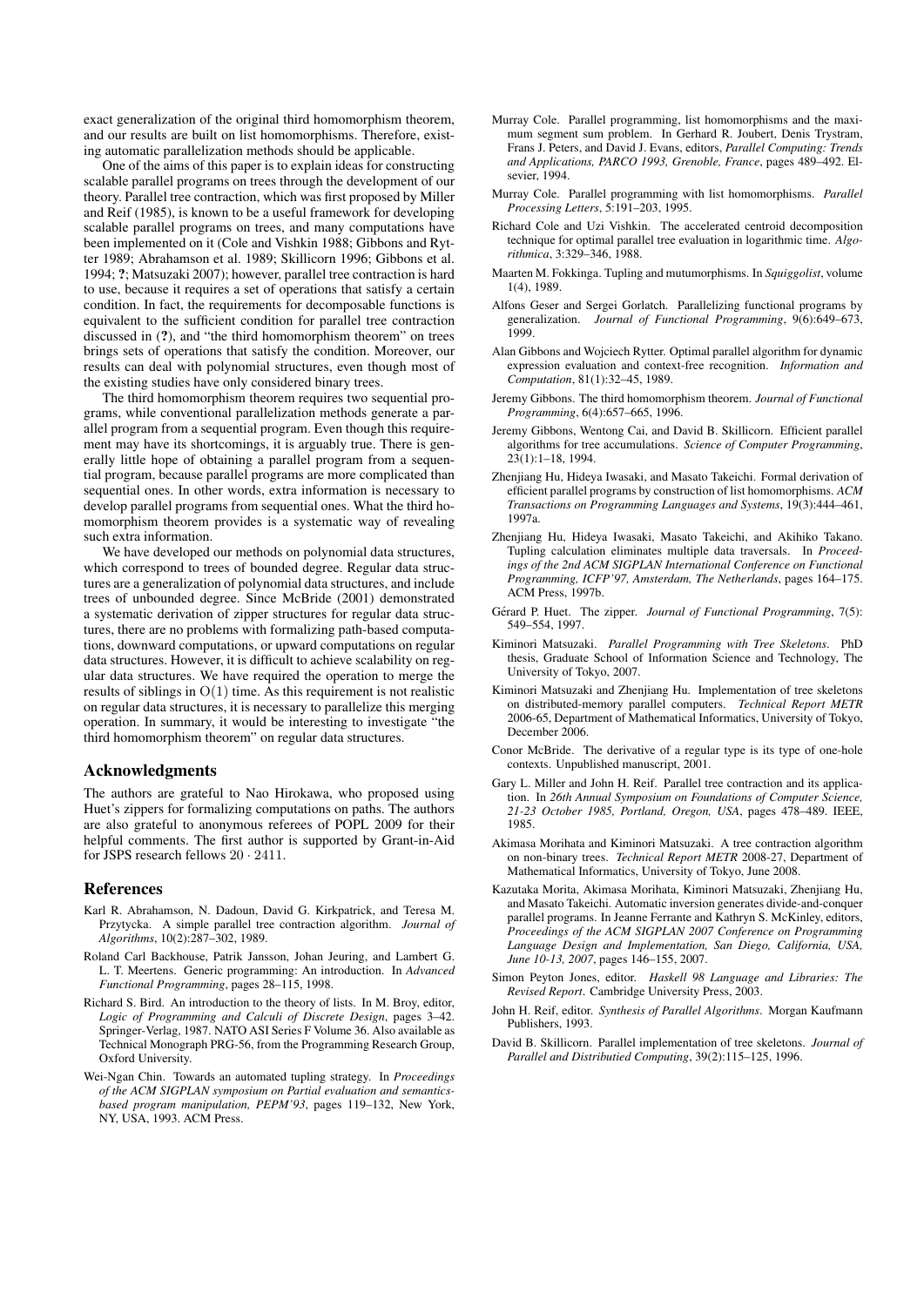exact generalization of the original third homomorphism theorem, and our results are built on list homomorphisms. Therefore, existing automatic parallelization methods should be applicable.

One of the aims of this paper is to explain ideas for constructing scalable parallel programs on trees through the development of our theory. Parallel tree contraction, which was first proposed by Miller and Reif (1985), is known to be a useful framework for developing scalable parallel programs on trees, and many computations have been implemented on it (Cole and Vishkin 1988; Gibbons and Rytter 1989; Abrahamson et al. 1989; Skillicorn 1996; Gibbons et al. 1994; **?**; Matsuzaki 2007); however, parallel tree contraction is hard to use, because it requires a set of operations that satisfy a certain condition. In fact, the requirements for decomposable functions is equivalent to the sufficient condition for parallel tree contraction discussed in (**?**), and "the third homomorphism theorem" on trees brings sets of operations that satisfy the condition. Moreover, our results can deal with polynomial structures, even though most of the existing studies have only considered binary trees.

The third homomorphism theorem requires two sequential programs, while conventional parallelization methods generate a parallel program from a sequential program. Even though this requirement may have its shortcomings, it is arguably true. There is generally little hope of obtaining a parallel program from a sequential program, because parallel programs are more complicated than sequential ones. In other words, extra information is necessary to develop parallel programs from sequential ones. What the third homomorphism theorem provides is a systematic way of revealing such extra information.

We have developed our methods on polynomial data structures, which correspond to trees of bounded degree. Regular data structures are a generalization of polynomial data structures, and include trees of unbounded degree. Since McBride (2001) demonstrated a systematic derivation of zipper structures for regular data structures, there are no problems with formalizing path-based computations, downward computations, or upward computations on regular data structures. However, it is difficult to achieve scalability on regular data structures. We have required the operation to merge the results of siblings in $O(1)$ time. As this requirement is not realistic on regular data structures, it is necessary to parallelize this merging operation. In summary, it would be interesting to investigate "the third homomorphism theorem" on regular data structures.

## Acknowledgments

The authors are grateful to Nao Hirokawa, who proposed using Huet's zippers for formalizing computations on paths. The authors are also grateful to anonymous referees of POPL 2009 for their helpful comments. The first author is supported by Grant-in-Aid for JSPS research fellows $20 \cdot 2411$.

## References

Karl R. Abrahamson, N. Dadoun, David G. Kirkpatrick, and Teresa M. Przytycka. A simple parallel tree contraction algorithm. *Journal of Algorithms*, 10(2):287–302, 1989.

Roland Carl Backhouse, Patrik Jansson, Johan Jeuring, and Lambert G. L. T. Meertens. Generic programming: An introduction. In *Advanced Functional Programming*, pages 28–115, 1998.

Richard S. Bird. An introduction to the theory of lists. In M. Broy, editor, *Logic of Programming and Calculi of Discrete Design*, pages 3–42. Springer-Verlag, 1987. NATO ASI Series F Volume 36. Also available as Technical Monograph PRG-56, from the Programming Research Group, Oxford University.

Wei-Ngan Chin. Towards an automated tupling strategy. In *Proceedings of the ACM SIGPLAN symposium on Partial evaluation and semantics-based program manipulation, PEPM'93*, pages 119–132, New York, NY, USA, 1993. ACM Press.

Murray Cole. Parallel programming, list homomorphisms and the maximum segment sum problem. In Gerhard R. Joubert, Denis Trystram, Frans J. Peters, and David J. Evans, editors, *Parallel Computing: Trends and Applications, PARCO 1993, Grenoble, France*, pages 489–492. Elsevier, 1994.

Murray Cole. Parallel programming with list homomorphisms. *Parallel Processing Letters*, 5:191–203, 1995.

Richard Cole and Uzi Vishkin. The accelerated centroid decomposition technique for optimal parallel tree evaluation in logarithmic time. *Algorithmica*, 3:329–346, 1988.

Maarten M. Fokkinga. Tupling and mutumorphisms. In *Squiggolist*, volume 1(4), 1989.

Alfons Geser and Sergei Gorlatch. Parallelizing functional programs by generalization. *Journal of Functional Programming*, 9(6):649–673, 1999.

Alan Gibbons and Wojciech Rytter. Optimal parallel algorithm for dynamic expression evaluation and context-free recognition. *Information and Computation*, 81(1):32–45, 1989.

Jeremy Gibbons. The third homomorphism theorem. *Journal of Functional Programming*, 6(4):657–665, 1996.

Jeremy Gibbons, Wentong Cai, and David B. Skillicorn. Efficient parallel algorithms for tree accumulations. *Science of Computer Programming*, 23(1):1–18, 1994.

Zhenjiang Hu, Hideya Iwasaki, and Masato Takeichi. Formal derivation of efficient parallel programs by construction of list homomorphisms. *ACM Transactions on Programming Languages and Systems*, 19(3):444–461, 1997a.

Zhenjiang Hu, Hideya Iwasaki, Masato Takeichi, and Akihiko Takano. Tupling calculation eliminates multiple data traversals. In *Proceedings of the 2nd ACM SIGPLAN International Conference on Functional Programming, ICFP'97, Amsterdam, The Netherlands*, pages 164–175. ACM Press, 1997b.

Gérard P. Huet. The zipper. *Journal of Functional Programming*, 7(5): 549–554, 1997.

Kiminori Matsuzaki. *Parallel Programming with Tree Skeletons*. PhD thesis, Graduate School of Information Science and Technology, The University of Tokyo, 2007.

Kiminori Matsuzaki and Zhenjiang Hu. Implementation of tree skeletons on distributed-memory parallel computers. *Technical Report METR* 2006-65, Department of Mathematical Informatics, University of Tokyo, December 2006.

Conor McBride. The derivative of a regular type is its type of one-hole contexts. Unpublished manuscript, 2001.

Gary L. Miller and John H. Reif. Parallel tree contraction and its application. In *26th Annual Symposium on Foundations of Computer Science, 21-23 October 1985, Portland, Oregon, USA*, pages 478–489. IEEE, 1985.

Akimasa Morihata and Kiminori Matsuzaki. A tree contraction algorithm on non-binary trees. *Technical Report METR* 2008-27, Department of Mathematical Informatics, University of Tokyo, June 2008.

Kazutaka Morita, Akimasa Morihata, Kiminori Matsuzaki, Zhenjiang Hu, and Masato Takeichi. Automatic inversion generates divide-and-conquer parallel programs. In Jeanne Ferrante and Kathryn S. McKinley, editors, *Proceedings of the ACM SIGPLAN 2007 Conference on Programming Language Design and Implementation, San Diego, California, USA, June 10-13, 2007*, pages 146–155, 2007.

Simon Peyton Jones, editor. *Haskell 98 Language and Libraries: The Revised Report*. Cambridge University Press, 2003.

John H. Reif, editor. *Synthesis of Parallel Algorithms*. Morgan Kaufmann Publishers, 1993.

David B. Skillicorn. Parallel implementation of tree skeletons. *Journal of Parallel and Distributied Computing*, 39(2):115–125, 1996.